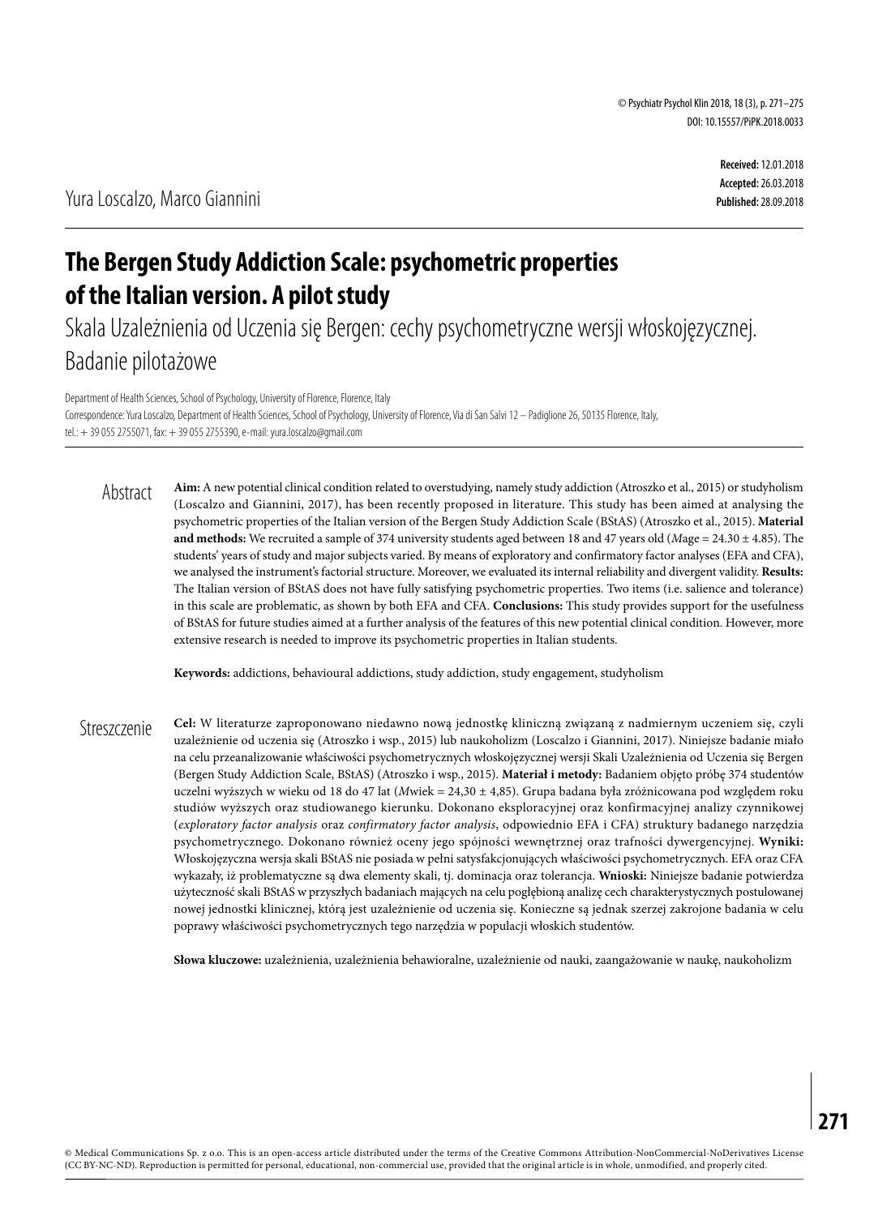Received: 12.01.2018
Accepted: 26.03.2018
Published: 28.09.2018

Yura Loscalzo, Marco Giannini

# The Bergen Study Addiction Scale: psychometric properties of the Italian version. A pilot study

## Skala Uzależnienia od Uczenia się Bergen: cechy psychometryczne wersji włoskojęzycznej. Badanie pilotażowe

Department of Health Sciences, School of Psychology, University of Florence, Florence, Italy
Correspondence: Yura Loscalzo, Department of Health Sciences, School of Psychology, University of Florence, Via di San Salvi 12 – Padiglione 26, 50135 Florence, Italy, tel.: + 39 055 2755071, fax: + 39 055 2755390, e-mail: yura.loscalzo@gmail.com

### Abstract

**Aim:** A new potential clinical condition related to overstudying, namely study addiction (Atroszko et al., 2015) or studyholism (Loscalzo and Giannini, 2017), has been recently proposed in literature. This study has been aimed at analysing the psychometric properties of the Italian version of the Bergen Study Addiction Scale (BStAS) (Atroszko et al., 2015). **Material and methods:** We recruited a sample of 374 university students aged between 18 and 47 years old (*M*age = 24.30 ± 4.85). The students' years of study and major subjects varied. By means of exploratory and confirmatory factor analyses (EFA and CFA), we analysed the instrument's factorial structure. Moreover, we evaluated its internal reliability and divergent validity. **Results:** The Italian version of BStAS does not have fully satisfying psychometric properties. Two items (i.e. salience and tolerance) in this scale are problematic, as shown by both EFA and CFA. **Conclusions:** This study provides support for the usefulness of BStAS for future studies aimed at a further analysis of the features of this new potential clinical condition. However, more extensive research is needed to improve its psychometric properties in Italian students.

**Keywords:** addictions, behavioural addictions, study addiction, study engagement, studyholism

### Streszczenie

**Cel:** W literaturze zaproponowano niedawno nową jednostkę kliniczną związaną z nadmiernym uczeniem się, czyli uzależnienie od uczenia się (Atroszko i wsp., 2015) lub naukoholizm (Loscalzo i Giannini, 2017). Niniejsze badanie miało na celu przeanalizowanie właściwości psychometrycznych włoskojęzycznej wersji Skali Uzależnienia od Uczenia się Bergen (Bergen Study Addiction Scale, BStAS) (Atroszko i wsp., 2015). **Materiał i metody:** Badaniem objęto próbę 374 studentów uczelni wyższych w wieku od 18 do 47 lat (*M*wiek = 24,30 ± 4,85). Grupa badana była zróżnicowana pod względem roku studiów wyższych oraz studiowanego kierunku. Dokonano eksploracyjnej oraz konfirmacyjnej analizy czynnikowej (*exploratory factor analysis* oraz *confirmatory factor analysis*, odpowiednio EFA i CFA) struktury badanego narzędzia psychometrycznego. Dokonano również oceny jego spójności wewnętrznej oraz trafności dywergencyjnej. **Wyniki:** Włoskojęzyczna wersja skali BStAS nie posiada w pełni satysfakcjonujących właściwości psychometrycznych. EFA oraz CFA wykazały, iż problematyczne są dwa elementy skali, tj. dominacja oraz tolerancja. **Wnioski:** Niniejsze badanie potwierdza użyteczność skali BStAS w przyszłych badaniach mających na celu pogłębioną analizę cech charakterystycznych postulowanej nowej jednostki klinicznej, którą jest uzależnienie od uczenia się. Konieczne są jednak szerzej zakrojone badania w celu poprawy właściwości psychometrycznych tego narzędzia w populacji włoskich studentów.

**Słowa kluczowe:** uzależnienia, uzależnienia behawioralne, uzależnienie od nauki, zaangażowanie w naukę, naukoholizm

© Medical Communications Sp. z o.o. This is an open-access article distributed under the terms of the Creative Commons Attribution-NonCommercial-NoDerivatives License (CC BY-NC-ND). Reproduction is permitted for personal, educational, non-commercial use, provided that the original article is in whole, unmodified, and properly cited.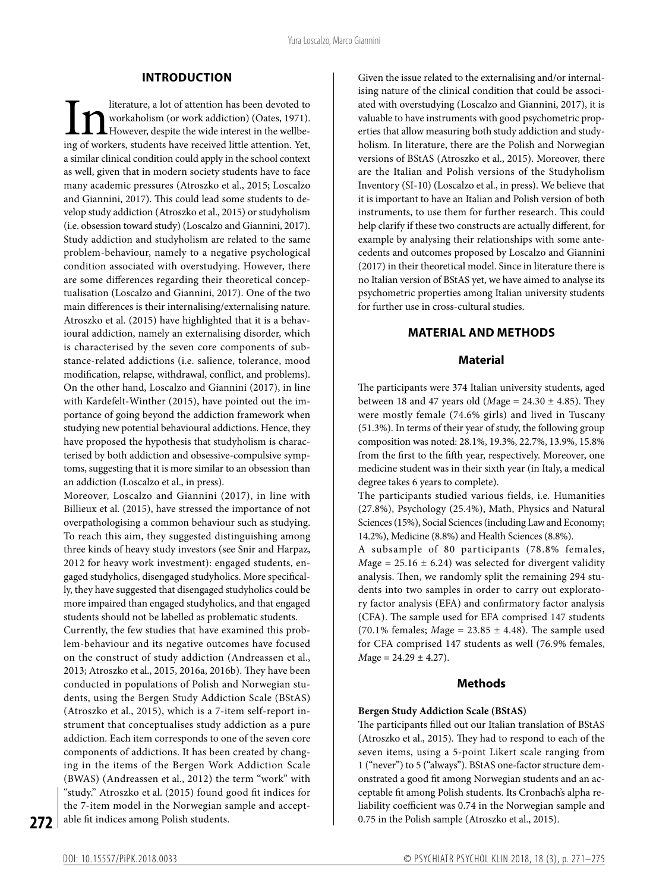## INTRODUCTION

In literature, a lot of attention has been devoted to workaholism (or work addiction) (Oates, 1971). However, despite the wide interest in the wellbeing of workers, students have received little attention. Yet, a similar clinical condition could apply in the school context as well, given that in modern society students have to face many academic pressures (Atroszko et al., 2015; Loscalzo and Giannini, 2017). This could lead some students to develop study addiction (Atroszko et al., 2015) or studyholism (i.e. obsession toward study) (Loscalzo and Giannini, 2017). Study addiction and studyholism are related to the same problem-behaviour, namely to a negative psychological condition associated with overstudying. However, there are some differences regarding their theoretical conceptualisation (Loscalzo and Giannini, 2017). One of the two main differences is their internalising/externalising nature. Atroszko et al. (2015) have highlighted that it is a behavioural addiction, namely an externalising disorder, which is characterised by the seven core components of substance-related addictions (i.e. salience, tolerance, mood modification, relapse, withdrawal, conflict, and problems). On the other hand, Loscalzo and Giannini (2017), in line with Kardefelt-Winther (2015), have pointed out the importance of going beyond the addiction framework when studying new potential behavioural addictions. Hence, they have proposed the hypothesis that studyholism is characterised by both addiction and obsessive-compulsive symptoms, suggesting that it is more similar to an obsession than an addiction (Loscalzo et al., in press).

Moreover, Loscalzo and Giannini (2017), in line with Billieux et al. (2015), have stressed the importance of not overpathologising a common behaviour such as studying. To reach this aim, they suggested distinguishing among three kinds of heavy study investors (see Snir and Harpaz, 2012 for heavy work investment): engaged students, engaged studyholics, disengaged studyholics. More specifically, they have suggested that disengaged studyholics could be more impaired than engaged studyholics, and that engaged students should not be labelled as problematic students.

Currently, the few studies that have examined this problem-behaviour and its negative outcomes have focused on the construct of study addiction (Andreassen et al., 2013; Atroszko et al., 2015, 2016a, 2016b). They have been conducted in populations of Polish and Norwegian students, using the Bergen Study Addiction Scale (BStAS) (Atroszko et al., 2015), which is a 7-item self-report instrument that conceptualises study addiction as a pure addiction. Each item corresponds to one of the seven core components of addictions. It has been created by changing in the items of the Bergen Work Addiction Scale (BWAS) (Andreassen et al., 2012) the term "work" with "study." Atroszko et al. (2015) found good fit indices for the 7-item model in the Norwegian sample and acceptable fit indices among Polish students.

Given the issue related to the externalising and/or internalising nature of the clinical condition that could be associated with overstudying (Loscalzo and Giannini, 2017), it is valuable to have instruments with good psychometric properties that allow measuring both study addiction and studyholism. In literature, there are the Polish and Norwegian versions of BStAS (Atroszko et al., 2015). Moreover, there are the Italian and Polish versions of the Studyholism Inventory (SI-10) (Loscalzo et al., in press). We believe that it is important to have an Italian and Polish version of both instruments, to use them for further research. This could help clarify if these two constructs are actually different, for example by analysing their relationships with some antecedents and outcomes proposed by Loscalzo and Giannini (2017) in their theoretical model. Since in literature there is no Italian version of BStAS yet, we have aimed to analyse its psychometric properties among Italian university students for further use in cross-cultural studies.

## MATERIAL AND METHODS

### Material

The participants were 374 Italian university students, aged between 18 and 47 years old (*M*age = 24.30 ± 4.85). They were mostly female (74.6% girls) and lived in Tuscany (51.3%). In terms of their year of study, the following group composition was noted: 28.1%, 19.3%, 22.7%, 13.9%, 15.8% from the first to the fifth year, respectively. Moreover, one medicine student was in their sixth year (in Italy, a medical degree takes 6 years to complete).

The participants studied various fields, i.e. Humanities (27.8%), Psychology (25.4%), Math, Physics and Natural Sciences (15%), Social Sciences (including Law and Economy; 14.2%), Medicine (8.8%) and Health Sciences (8.8%).

A subsample of 80 participants (78.8% females, *M*age = 25.16 ± 6.24) was selected for divergent validity analysis. Then, we randomly split the remaining 294 students into two samples in order to carry out exploratory factor analysis (EFA) and confirmatory factor analysis (CFA). The sample used for EFA comprised 147 students (70.1% females; *M*age = 23.85 ± 4.48). The sample used for CFA comprised 147 students as well (76.9% females, *M*age = 24.29 ± 4.27).

### Methods

**Bergen Study Addiction Scale (BStAS)**

The participants filled out our Italian translation of BStAS (Atroszko et al., 2015). They had to respond to each of the seven items, using a 5-point Likert scale ranging from 1 ("never") to 5 ("always"). BStAS one-factor structure demonstrated a good fit among Norwegian students and an acceptable fit among Polish students. Its Cronbach's alpha reliability coefficient was 0.74 in the Norwegian sample and 0.75 in the Polish sample (Atroszko et al., 2015).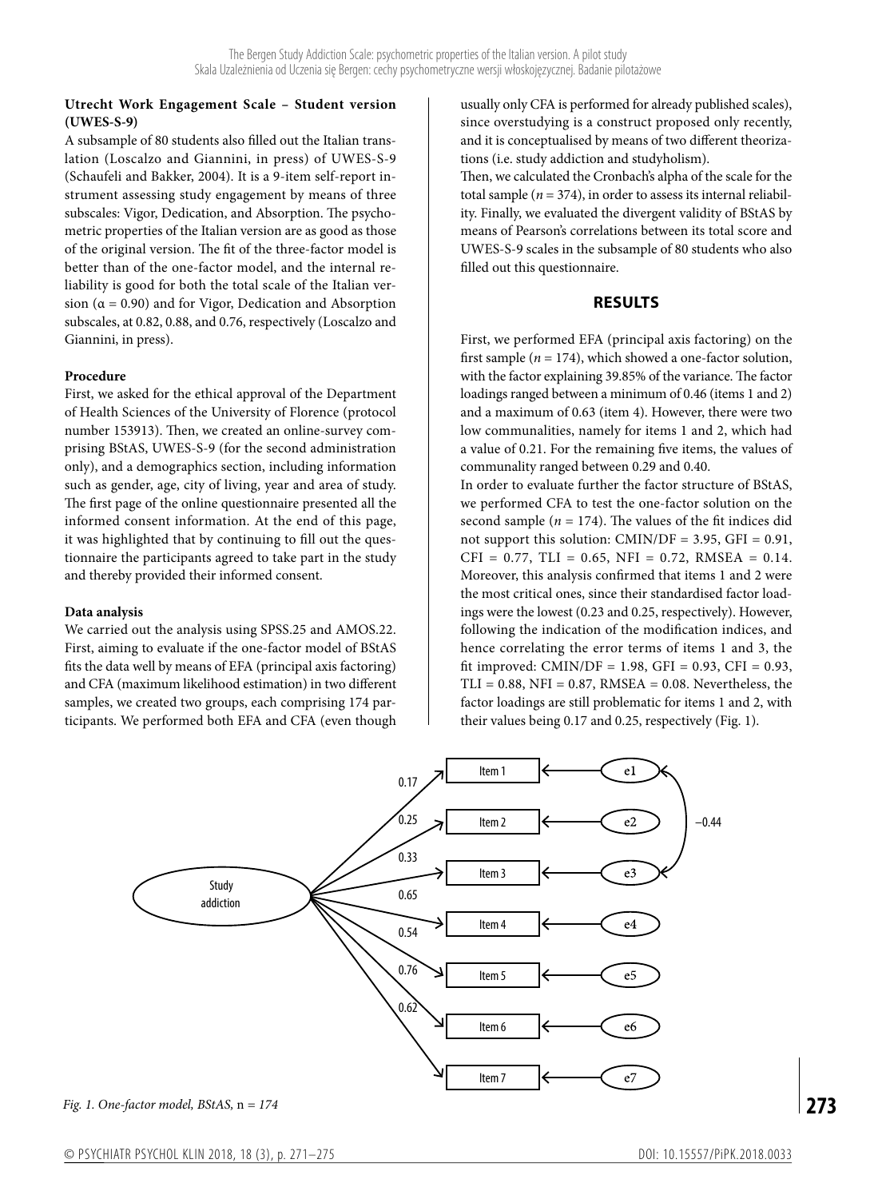**Utrecht Work Engagement Scale – Student version (UWES-S-9)**

A subsample of 80 students also filled out the Italian translation (Loscalzo and Giannini, in press) of UWES-S-9 (Schaufeli and Bakker, 2004). It is a 9-item self-report instrument assessing study engagement by means of three subscales: Vigor, Dedication, and Absorption. The psychometric properties of the Italian version are as good as those of the original version. The fit of the three-factor model is better than of the one-factor model, and the internal reliability is good for both the total scale of the Italian version ($\alpha = 0.90$) and for Vigor, Dedication and Absorption subscales, at 0.82, 0.88, and 0.76, respectively (Loscalzo and Giannini, in press).

**Procedure**

First, we asked for the ethical approval of the Department of Health Sciences of the University of Florence (protocol number 153913). Then, we created an online-survey comprising BStAS, UWES-S-9 (for the second administration only), and a demographics section, including information such as gender, age, city of living, year and area of study. The first page of the online questionnaire presented all the informed consent information. At the end of this page, it was highlighted that by continuing to fill out the questionnaire the participants agreed to take part in the study and thereby provided their informed consent.

**Data analysis**

We carried out the analysis using SPSS.25 and AMOS.22. First, aiming to evaluate if the one-factor model of BStAS fits the data well by means of EFA (principal axis factoring) and CFA (maximum likelihood estimation) in two different samples, we created two groups, each comprising 174 participants. We performed both EFA and CFA (even though usually only CFA is performed for already published scales), since overstudying is a construct proposed only recently, and it is conceptualised by means of two different theorizations (i.e. study addiction and studyholism).

Then, we calculated the Cronbach's alpha of the scale for the total sample ($n = 374$), in order to assess its internal reliability. Finally, we evaluated the divergent validity of BStAS by means of Pearson's correlations between its total score and UWES-S-9 scales in the subsample of 80 students who also filled out this questionnaire.

## RESULTS

First, we performed EFA (principal axis factoring) on the first sample ($n = 174$), which showed a one-factor solution, with the factor explaining 39.85% of the variance. The factor loadings ranged between a minimum of 0.46 (items 1 and 2) and a maximum of 0.63 (item 4). However, there were two low communalities, namely for items 1 and 2, which had a value of 0.21. For the remaining five items, the values of communality ranged between 0.29 and 0.40.

In order to evaluate further the factor structure of BStAS, we performed CFA to test the one-factor solution on the second sample ($n = 174$). The values of the fit indices did not support this solution: CMIN/DF = 3.95, GFI = 0.91, CFI = 0.77, TLI = 0.65, NFI = 0.72, RMSEA = 0.14. Moreover, this analysis confirmed that items 1 and 2 were the most critical ones, since their standardised factor loadings were the lowest (0.23 and 0.25, respectively). However, following the indication of the modification indices, and hence correlating the error terms of items 1 and 3, the fit improved: CMIN/DF = 1.98, GFI = 0.93, CFI = 0.93, TLI = 0.88, NFI = 0.87, RMSEA = 0.08. Nevertheless, the factor loadings are still problematic for items 1 and 2, with their values being 0.17 and 0.25, respectively (Fig. 1).

*Fig. 1. One-factor model, BStAS,* n *= 174*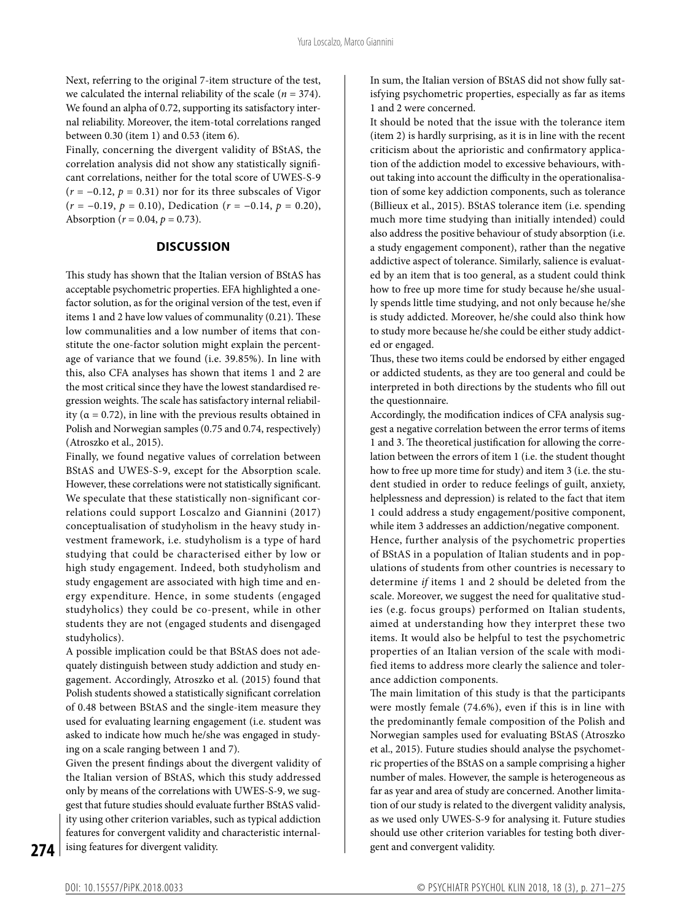Next, referring to the original 7-item structure of the test, we calculated the internal reliability of the scale ($n = 374$). We found an alpha of 0.72, supporting its satisfactory internal reliability. Moreover, the item-total correlations ranged between 0.30 (item 1) and 0.53 (item 6).

Finally, concerning the divergent validity of BStAS, the correlation analysis did not show any statistically significant correlations, neither for the total score of UWES-S-9 ($r = -0.12$, $p = 0.31$) nor for its three subscales of Vigor ($r = -0.19$, $p = 0.10$), Dedication ($r = -0.14$, $p = 0.20$), Absorption ($r = 0.04$, $p = 0.73$).

## DISCUSSION

This study has shown that the Italian version of BStAS has acceptable psychometric properties. EFA highlighted a one-factor solution, as for the original version of the test, even if items 1 and 2 have low values of communality (0.21). These low communalities and a low number of items that constitute the one-factor solution might explain the percentage of variance that we found (i.e. 39.85%). In line with this, also CFA analyses has shown that items 1 and 2 are the most critical since they have the lowest standardised regression weights. The scale has satisfactory internal reliability ($\alpha = 0.72$), in line with the previous results obtained in Polish and Norwegian samples (0.75 and 0.74, respectively) (Atroszko et al., 2015).

Finally, we found negative values of correlation between BStAS and UWES-S-9, except for the Absorption scale. However, these correlations were not statistically significant. We speculate that these statistically non-significant correlations could support Loscalzo and Giannini (2017) conceptualisation of studyholism in the heavy study investment framework, i.e. studyholism is a type of hard studying that could be characterised either by low or high study engagement. Indeed, both studyholism and study engagement are associated with high time and energy expenditure. Hence, in some students (engaged studyholics) they could be co-present, while in other students they are not (engaged students and disengaged studyholics).

A possible implication could be that BStAS does not adequately distinguish between study addiction and study engagement. Accordingly, Atroszko et al. (2015) found that Polish students showed a statistically significant correlation of 0.48 between BStAS and the single-item measure they used for evaluating learning engagement (i.e. student was asked to indicate how much he/she was engaged in studying on a scale ranging between 1 and 7).

Given the present findings about the divergent validity of the Italian version of BStAS, which this study addressed only by means of the correlations with UWES-S-9, we suggest that future studies should evaluate further BStAS validity using other criterion variables, such as typical addiction features for convergent validity and characteristic internalising features for divergent validity.

In sum, the Italian version of BStAS did not show fully satisfying psychometric properties, especially as far as items 1 and 2 were concerned.

It should be noted that the issue with the tolerance item (item 2) is hardly surprising, as it is in line with the recent criticism about the aprioristic and confirmatory application of the addiction model to excessive behaviours, without taking into account the difficulty in the operationalisation of some key addiction components, such as tolerance (Billieux et al., 2015). BStAS tolerance item (i.e. spending much more time studying than initially intended) could also address the positive behaviour of study absorption (i.e. a study engagement component), rather than the negative addictive aspect of tolerance. Similarly, salience is evaluated by an item that is too general, as a student could think how to free up more time for study because he/she usually spends little time studying, and not only because he/she is study addicted. Moreover, he/she could also think how to study more because he/she could be either study addicted or engaged.

Thus, these two items could be endorsed by either engaged or addicted students, as they are too general and could be interpreted in both directions by the students who fill out the questionnaire.

Accordingly, the modification indices of CFA analysis suggest a negative correlation between the error terms of items 1 and 3. The theoretical justification for allowing the correlation between the errors of item 1 (i.e. the student thought how to free up more time for study) and item 3 (i.e. the student studied in order to reduce feelings of guilt, anxiety, helplessness and depression) is related to the fact that item 1 could address a study engagement/positive component, while item 3 addresses an addiction/negative component.

Hence, further analysis of the psychometric properties of BStAS in a population of Italian students and in populations of students from other countries is necessary to determine *if* items 1 and 2 should be deleted from the scale. Moreover, we suggest the need for qualitative studies (e.g. focus groups) performed on Italian students, aimed at understanding how they interpret these two items. It would also be helpful to test the psychometric properties of an Italian version of the scale with modified items to address more clearly the salience and tolerance addiction components.

The main limitation of this study is that the participants were mostly female (74.6%), even if this is in line with the predominantly female composition of the Polish and Norwegian samples used for evaluating BStAS (Atroszko et al., 2015). Future studies should analyse the psychometric properties of the BStAS on a sample comprising a higher number of males. However, the sample is heterogeneous as far as year and area of study are concerned. Another limitation of our study is related to the divergent validity analysis, as we used only UWES-S-9 for analysing it. Future studies should use other criterion variables for testing both divergent and convergent validity.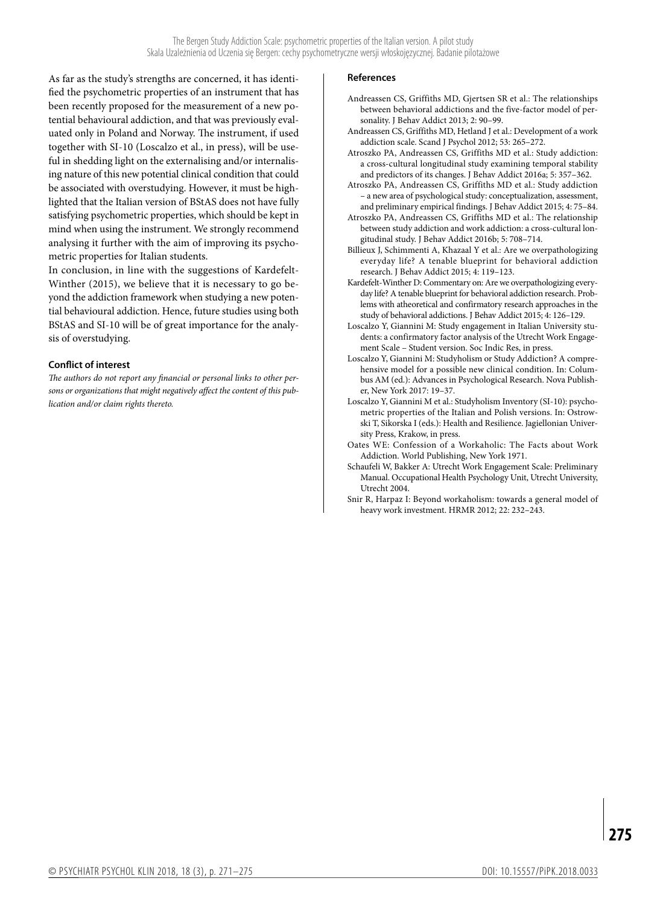As far as the study's strengths are concerned, it has identified the psychometric properties of an instrument that has been recently proposed for the measurement of a new potential behavioural addiction, and that was previously evaluated only in Poland and Norway. The instrument, if used together with SI-10 (Loscalzo et al., in press), will be useful in shedding light on the externalising and/or internalising nature of this new potential clinical condition that could be associated with overstudying. However, it must be highlighted that the Italian version of BStAS does not have fully satisfying psychometric properties, which should be kept in mind when using the instrument. We strongly recommend analysing it further with the aim of improving its psychometric properties for Italian students.

In conclusion, in line with the suggestions of Kardefelt-Winther (2015), we believe that it is necessary to go beyond the addiction framework when studying a new potential behavioural addiction. Hence, future studies using both BStAS and SI-10 will be of great importance for the analysis of overstudying.

#### Conflict of interest

*The authors do not report any financial or personal links to other persons or organizations that might negatively affect the content of this publication and/or claim rights thereto.*

#### References

Andreassen CS, Griffiths MD, Gjertsen SR et al.: The relationships between behavioral addictions and the five-factor model of personality. J Behav Addict 2013; 2: 90–99.

Andreassen CS, Griffiths MD, Hetland J et al.: Development of a work addiction scale. Scand J Psychol 2012; 53: 265–272.

Atroszko PA, Andreassen CS, Griffiths MD et al.: Study addiction: a cross-cultural longitudinal study examining temporal stability and predictors of its changes. J Behav Addict 2016a; 5: 357–362.

Atroszko PA, Andreassen CS, Griffiths MD et al.: Study addiction – a new area of psychological study: conceptualization, assessment, and preliminary empirical findings. J Behav Addict 2015; 4: 75–84.

Atroszko PA, Andreassen CS, Griffiths MD et al.: The relationship between study addiction and work addiction: a cross-cultural longitudinal study. J Behav Addict 2016b; 5: 708–714.

Billieux J, Schimmenti A, Khazaal Y et al.: Are we overpathologizing everyday life? A tenable blueprint for behavioral addiction research. J Behav Addict 2015; 4: 119–123.

Kardefelt-Winther D: Commentary on: Are we overpathologizing everyday life? A tenable blueprint for behavioral addiction research. Problems with atheoretical and confirmatory research approaches in the study of behavioral addictions. J Behav Addict 2015; 4: 126–129.

Loscalzo Y, Giannini M: Study engagement in Italian University students: a confirmatory factor analysis of the Utrecht Work Engagement Scale – Student version. Soc Indic Res, in press.

Loscalzo Y, Giannini M: Studyholism or Study Addiction? A comprehensive model for a possible new clinical condition. In: Columbus AM (ed.): Advances in Psychological Research. Nova Publisher, New York 2017: 19–37.

Loscalzo Y, Giannini M et al.: Studyholism Inventory (SI-10): psychometric properties of the Italian and Polish versions. In: Ostrowski T, Sikorska I (eds.): Health and Resilience. Jagiellonian University Press, Krakow, in press.

Oates WE: Confession of a Workaholic: The Facts about Work Addiction. World Publishing, New York 1971.

Schaufeli W, Bakker A: Utrecht Work Engagement Scale: Preliminary Manual. Occupational Health Psychology Unit, Utrecht University, Utrecht 2004.

Snir R, Harpaz I: Beyond workaholism: towards a general model of heavy work investment. HRMR 2012; 22: 232–243.